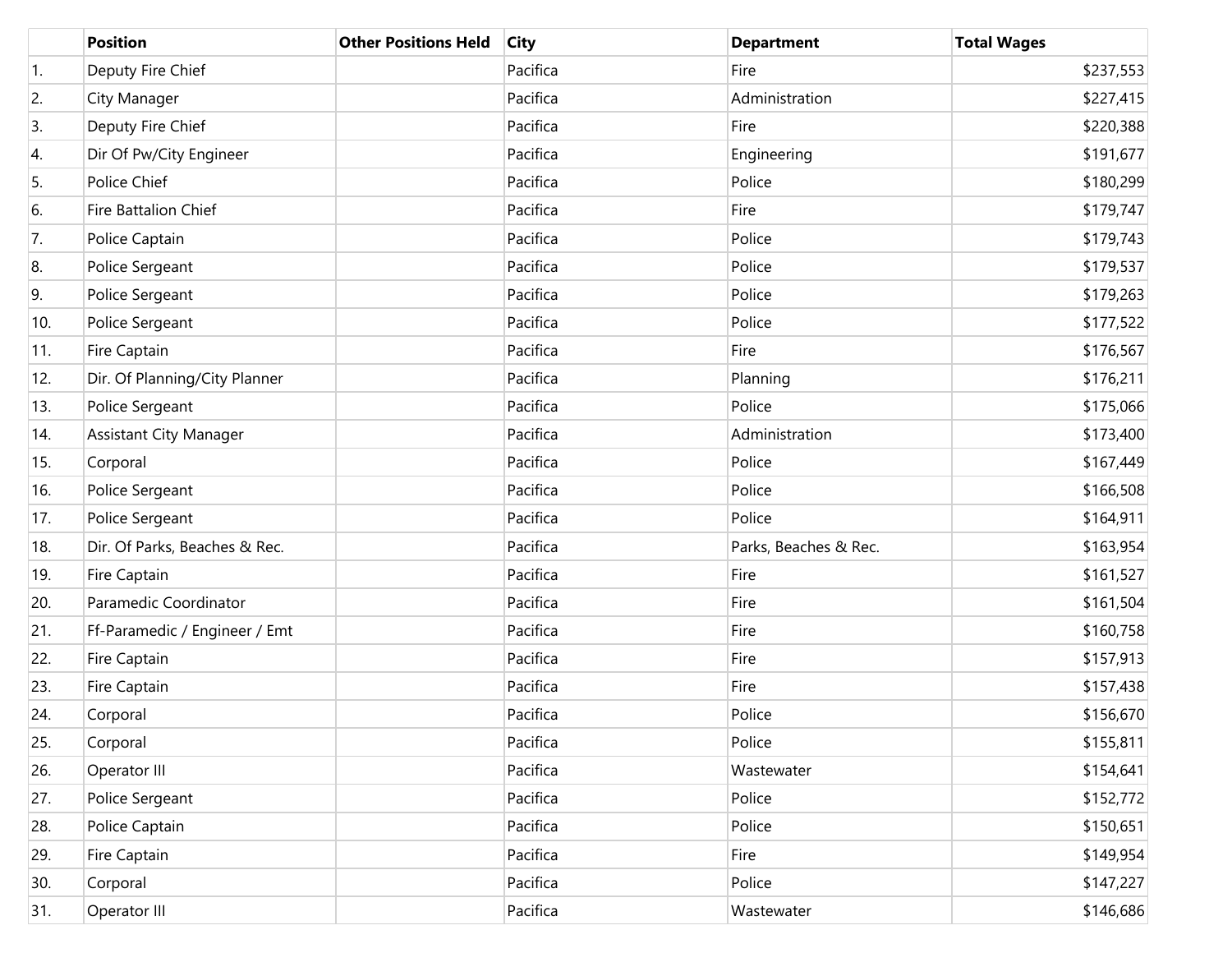| | Position | Other Positions Held | City | Department | Total Wages |
|---|---|---|---|---|---|
| 1. | Deputy Fire Chief | | Pacifica | Fire | $237,553 |
| 2. | City Manager | | Pacifica | Administration | $227,415 |
| 3. | Deputy Fire Chief | | Pacifica | Fire | $220,388 |
| 4. | Dir Of Pw/City Engineer | | Pacifica | Engineering | $191,677 |
| 5. | Police Chief | | Pacifica | Police | $180,299 |
| 6. | Fire Battalion Chief | | Pacifica | Fire | $179,747 |
| 7. | Police Captain | | Pacifica | Police | $179,743 |
| 8. | Police Sergeant | | Pacifica | Police | $179,537 |
| 9. | Police Sergeant | | Pacifica | Police | $179,263 |
| 10. | Police Sergeant | | Pacifica | Police | $177,522 |
| 11. | Fire Captain | | Pacifica | Fire | $176,567 |
| 12. | Dir. Of Planning/City Planner | | Pacifica | Planning | $176,211 |
| 13. | Police Sergeant | | Pacifica | Police | $175,066 |
| 14. | Assistant City Manager | | Pacifica | Administration | $173,400 |
| 15. | Corporal | | Pacifica | Police | $167,449 |
| 16. | Police Sergeant | | Pacifica | Police | $166,508 |
| 17. | Police Sergeant | | Pacifica | Police | $164,911 |
| 18. | Dir. Of Parks, Beaches & Rec. | | Pacifica | Parks, Beaches & Rec. | $163,954 |
| 19. | Fire Captain | | Pacifica | Fire | $161,527 |
| 20. | Paramedic Coordinator | | Pacifica | Fire | $161,504 |
| 21. | Ff-Paramedic / Engineer / Emt | | Pacifica | Fire | $160,758 |
| 22. | Fire Captain | | Pacifica | Fire | $157,913 |
| 23. | Fire Captain | | Pacifica | Fire | $157,438 |
| 24. | Corporal | | Pacifica | Police | $156,670 |
| 25. | Corporal | | Pacifica | Police | $155,811 |
| 26. | Operator III | | Pacifica | Wastewater | $154,641 |
| 27. | Police Sergeant | | Pacifica | Police | $152,772 |
| 28. | Police Captain | | Pacifica | Police | $150,651 |
| 29. | Fire Captain | | Pacifica | Fire | $149,954 |
| 30. | Corporal | | Pacifica | Police | $147,227 |
| 31. | Operator III | | Pacifica | Wastewater | $146,686 |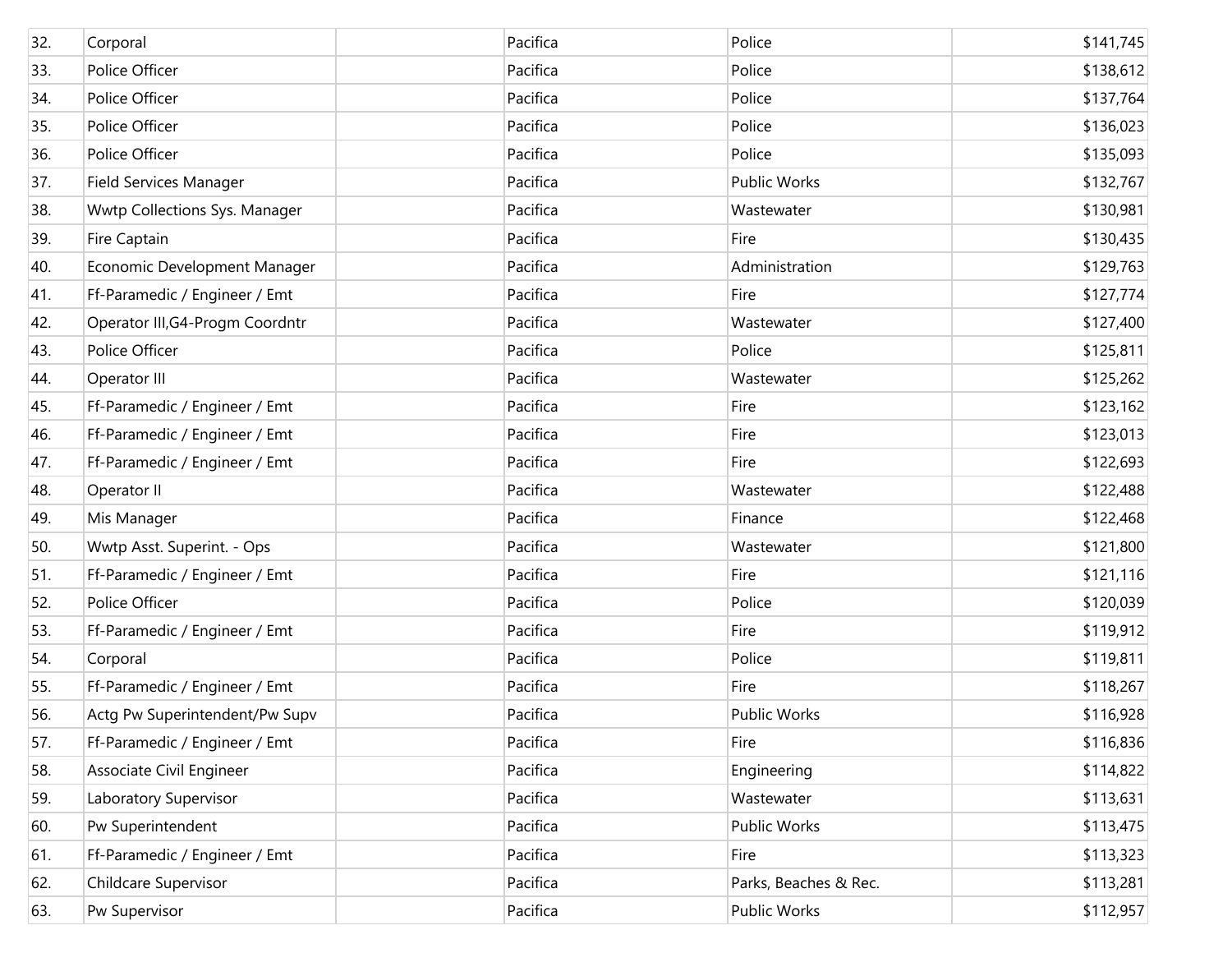| | | | | | |
|---|---|---|---|---|---|
| 32. | Corporal | | Pacifica | Police | $141,745 |
| 33. | Police Officer | | Pacifica | Police | $138,612 |
| 34. | Police Officer | | Pacifica | Police | $137,764 |
| 35. | Police Officer | | Pacifica | Police | $136,023 |
| 36. | Police Officer | | Pacifica | Police | $135,093 |
| 37. | Field Services Manager | | Pacifica | Public Works | $132,767 |
| 38. | Wwtp Collections Sys. Manager | | Pacifica | Wastewater | $130,981 |
| 39. | Fire Captain | | Pacifica | Fire | $130,435 |
| 40. | Economic Development Manager | | Pacifica | Administration | $129,763 |
| 41. | Ff-Paramedic / Engineer / Emt | | Pacifica | Fire | $127,774 |
| 42. | Operator III,G4-Progm Coordntr | | Pacifica | Wastewater | $127,400 |
| 43. | Police Officer | | Pacifica | Police | $125,811 |
| 44. | Operator III | | Pacifica | Wastewater | $125,262 |
| 45. | Ff-Paramedic / Engineer / Emt | | Pacifica | Fire | $123,162 |
| 46. | Ff-Paramedic / Engineer / Emt | | Pacifica | Fire | $123,013 |
| 47. | Ff-Paramedic / Engineer / Emt | | Pacifica | Fire | $122,693 |
| 48. | Operator II | | Pacifica | Wastewater | $122,488 |
| 49. | Mis Manager | | Pacifica | Finance | $122,468 |
| 50. | Wwtp Asst. Superint. - Ops | | Pacifica | Wastewater | $121,800 |
| 51. | Ff-Paramedic / Engineer / Emt | | Pacifica | Fire | $121,116 |
| 52. | Police Officer | | Pacifica | Police | $120,039 |
| 53. | Ff-Paramedic / Engineer / Emt | | Pacifica | Fire | $119,912 |
| 54. | Corporal | | Pacifica | Police | $119,811 |
| 55. | Ff-Paramedic / Engineer / Emt | | Pacifica | Fire | $118,267 |
| 56. | Actg Pw Superintendent/Pw Supv | | Pacifica | Public Works | $116,928 |
| 57. | Ff-Paramedic / Engineer / Emt | | Pacifica | Fire | $116,836 |
| 58. | Associate Civil Engineer | | Pacifica | Engineering | $114,822 |
| 59. | Laboratory Supervisor | | Pacifica | Wastewater | $113,631 |
| 60. | Pw Superintendent | | Pacifica | Public Works | $113,475 |
| 61. | Ff-Paramedic / Engineer / Emt | | Pacifica | Fire | $113,323 |
| 62. | Childcare Supervisor | | Pacifica | Parks, Beaches & Rec. | $113,281 |
| 63. | Pw Supervisor | | Pacifica | Public Works | $112,957 |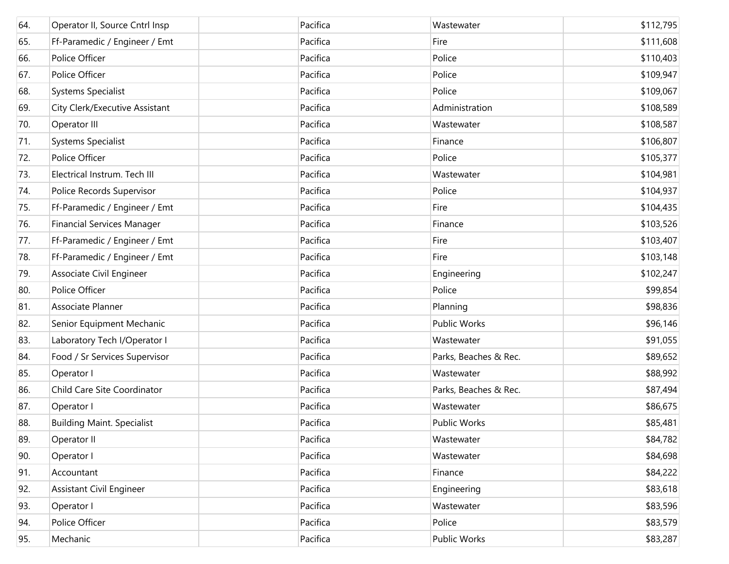| 64. | Operator II, Source Cntrl Insp | | Pacifica | Wastewater | $112,795 |
|---|---|---|---|---|---|
| 65. | Ff-Paramedic / Engineer / Emt | | Pacifica | Fire | $111,608 |
| 66. | Police Officer | | Pacifica | Police | $110,403 |
| 67. | Police Officer | | Pacifica | Police | $109,947 |
| 68. | Systems Specialist | | Pacifica | Police | $109,067 |
| 69. | City Clerk/Executive Assistant | | Pacifica | Administration | $108,589 |
| 70. | Operator III | | Pacifica | Wastewater | $108,587 |
| 71. | Systems Specialist | | Pacifica | Finance | $106,807 |
| 72. | Police Officer | | Pacifica | Police | $105,377 |
| 73. | Electrical Instrum. Tech III | | Pacifica | Wastewater | $104,981 |
| 74. | Police Records Supervisor | | Pacifica | Police | $104,937 |
| 75. | Ff-Paramedic / Engineer / Emt | | Pacifica | Fire | $104,435 |
| 76. | Financial Services Manager | | Pacifica | Finance | $103,526 |
| 77. | Ff-Paramedic / Engineer / Emt | | Pacifica | Fire | $103,407 |
| 78. | Ff-Paramedic / Engineer / Emt | | Pacifica | Fire | $103,148 |
| 79. | Associate Civil Engineer | | Pacifica | Engineering | $102,247 |
| 80. | Police Officer | | Pacifica | Police | $99,854 |
| 81. | Associate Planner | | Pacifica | Planning | $98,836 |
| 82. | Senior Equipment Mechanic | | Pacifica | Public Works | $96,146 |
| 83. | Laboratory Tech I/Operator I | | Pacifica | Wastewater | $91,055 |
| 84. | Food / Sr Services Supervisor | | Pacifica | Parks, Beaches & Rec. | $89,652 |
| 85. | Operator I | | Pacifica | Wastewater | $88,992 |
| 86. | Child Care Site Coordinator | | Pacifica | Parks, Beaches & Rec. | $87,494 |
| 87. | Operator I | | Pacifica | Wastewater | $86,675 |
| 88. | Building Maint. Specialist | | Pacifica | Public Works | $85,481 |
| 89. | Operator II | | Pacifica | Wastewater | $84,782 |
| 90. | Operator I | | Pacifica | Wastewater | $84,698 |
| 91. | Accountant | | Pacifica | Finance | $84,222 |
| 92. | Assistant Civil Engineer | | Pacifica | Engineering | $83,618 |
| 93. | Operator I | | Pacifica | Wastewater | $83,596 |
| 94. | Police Officer | | Pacifica | Police | $83,579 |
| 95. | Mechanic | | Pacifica | Public Works | $83,287 |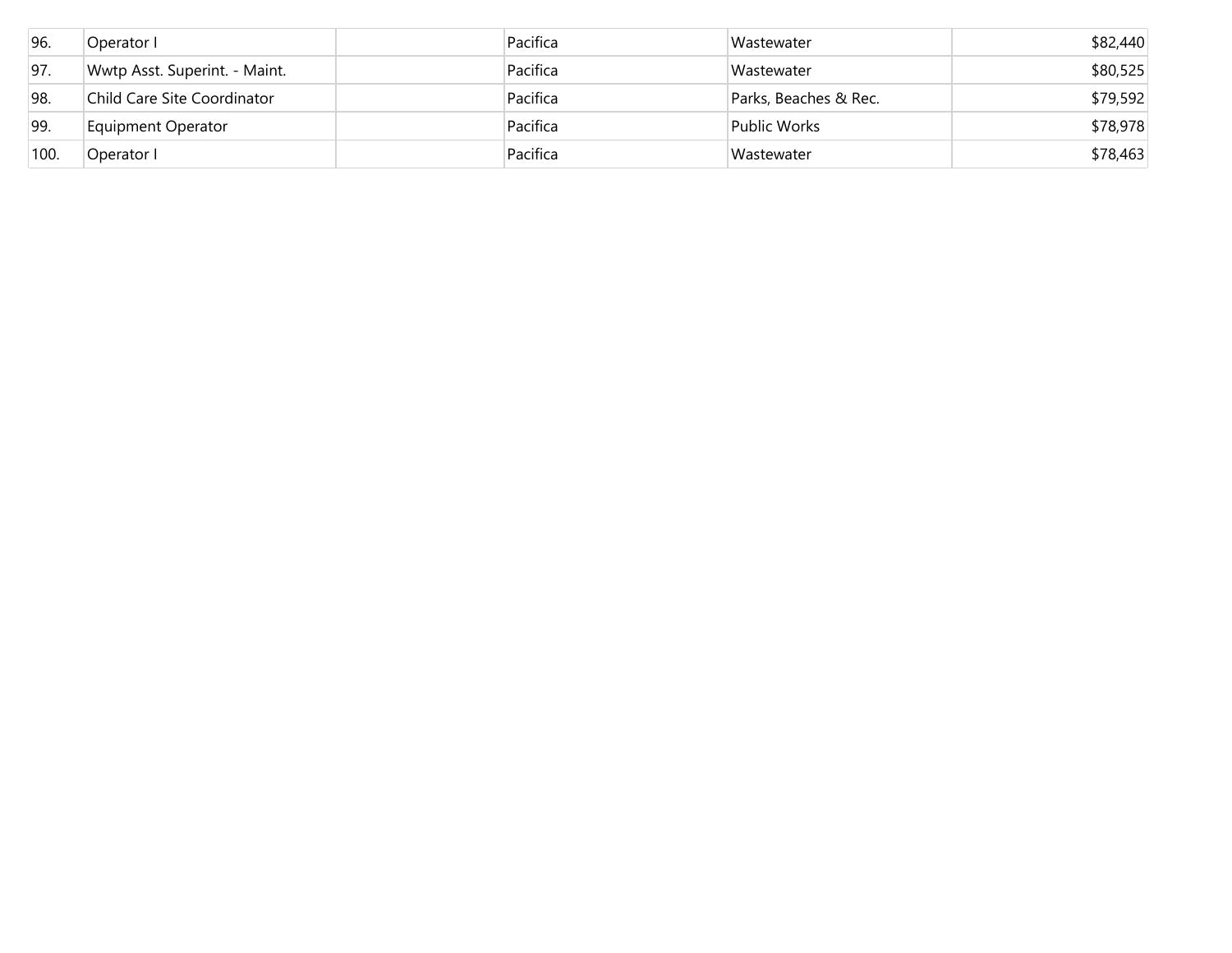| | | | | | |
|---|---|---|---|---|---|
| 96. | Operator I | | Pacifica | Wastewater | $82,440 |
| 97. | Wwtp Asst. Superint. - Maint. | | Pacifica | Wastewater | $80,525 |
| 98. | Child Care Site Coordinator | | Pacifica | Parks, Beaches & Rec. | $79,592 |
| 99. | Equipment Operator | | Pacifica | Public Works | $78,978 |
| 100. | Operator I | | Pacifica | Wastewater | $78,463 |